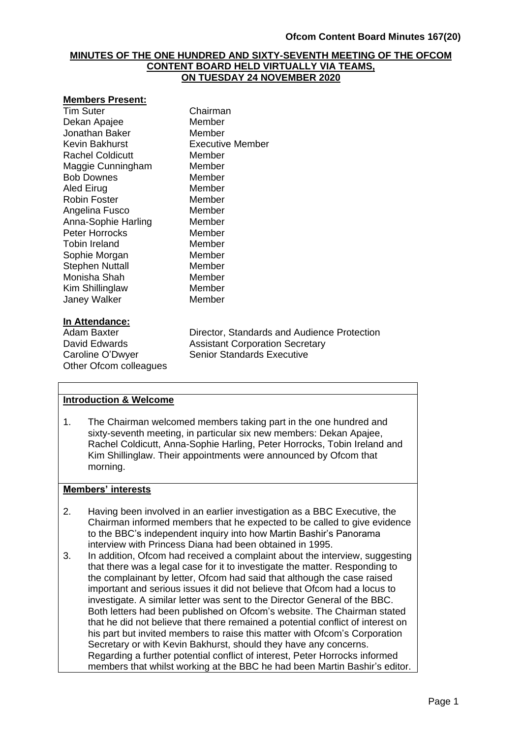**MINUTES OF THE ONE HUNDRED AND SIXTY-SEVENTH MEETING OF THE OFCOM CONTENT BOARD HELD VIRTUALLY VIA TEAMS, ON TUESDAY 24 NOVEMBER 2020**

**Members Present:**

| | |
|---|---|
| Tim Suter | Chairman |
| Dekan Apajee | Member |
| Jonathan Baker | Member |
| Kevin Bakhurst | Executive Member |
| Rachel Coldicutt | Member |
| Maggie Cunningham | Member |
| Bob Downes | Member |
| Aled Eirug | Member |
| Robin Foster | Member |
| Angelina Fusco | Member |
| Anna-Sophie Harling | Member |
| Peter Horrocks | Member |
| Tobin Ireland | Member |
| Sophie Morgan | Member |
| Stephen Nuttall | Member |
| Monisha Shah | Member |
| Kim Shillinglaw | Member |
| Janey Walker | Member |

**In Attendance:**

| | |
|---|---|
| Adam Baxter | Director, Standards and Audience Protection |
| David Edwards | Assistant Corporation Secretary |
| Caroline O'Dwyer | Senior Standards Executive |
| Other Ofcom colleagues | |

**Introduction & Welcome**

1. The Chairman welcomed members taking part in the one hundred and sixty-seventh meeting, in particular six new members: Dekan Apajee, Rachel Coldicutt, Anna-Sophie Harling, Peter Horrocks, Tobin Ireland and Kim Shillinglaw. Their appointments were announced by Ofcom that morning.

**Members' interests**

2. Having been involved in an earlier investigation as a BBC Executive, the Chairman informed members that he expected to be called to give evidence to the BBC's independent inquiry into how Martin Bashir's Panorama interview with Princess Diana had been obtained in 1995.
3. In addition, Ofcom had received a complaint about the interview, suggesting that there was a legal case for it to investigate the matter. Responding to the complainant by letter, Ofcom had said that although the case raised important and serious issues it did not believe that Ofcom had a locus to investigate. A similar letter was sent to the Director General of the BBC. Both letters had been published on Ofcom's website. The Chairman stated that he did not believe that there remained a potential conflict of interest on his part but invited members to raise this matter with Ofcom's Corporation Secretary or with Kevin Bakhurst, should they have any concerns. Regarding a further potential conflict of interest, Peter Horrocks informed members that whilst working at the BBC he had been Martin Bashir's editor.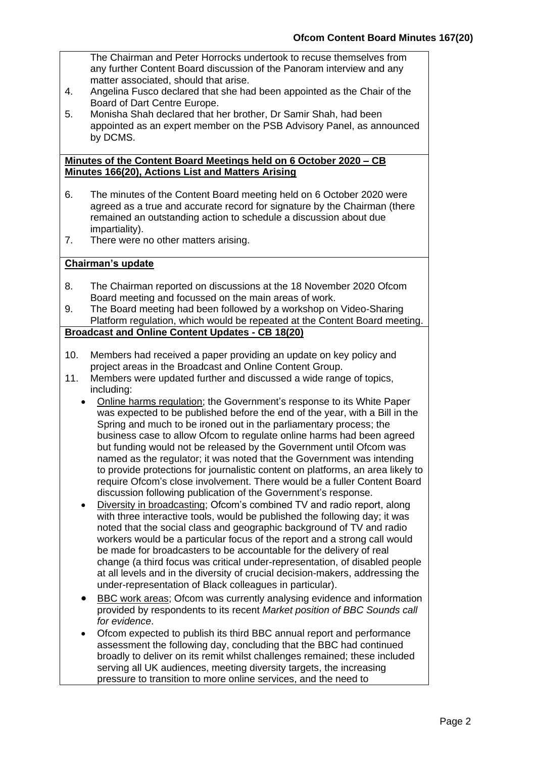The Chairman and Peter Horrocks undertook to recuse themselves from any further Content Board discussion of the Panoram interview and any matter associated, should that arise.

4. Angelina Fusco declared that she had been appointed as the Chair of the Board of Dart Centre Europe.
5. Monisha Shah declared that her brother, Dr Samir Shah, had been appointed as an expert member on the PSB Advisory Panel, as announced by DCMS.

**Minutes of the Content Board Meetings held on 6 October 2020 – CB Minutes 166(20), Actions List and Matters Arising**

6. The minutes of the Content Board meeting held on 6 October 2020 were agreed as a true and accurate record for signature by the Chairman (there remained an outstanding action to schedule a discussion about due impartiality).
7. There were no other matters arising.

**Chairman's update**

8. The Chairman reported on discussions at the 18 November 2020 Ofcom Board meeting and focussed on the main areas of work.
9. The Board meeting had been followed by a workshop on Video-Sharing Platform regulation, which would be repeated at the Content Board meeting.

**Broadcast and Online Content Updates - CB 18(20)**

10. Members had received a paper providing an update on key policy and project areas in the Broadcast and Online Content Group.
11. Members were updated further and discussed a wide range of topics, including:
    - Online harms regulation; the Government's response to its White Paper was expected to be published before the end of the year, with a Bill in the Spring and much to be ironed out in the parliamentary process; the business case to allow Ofcom to regulate online harms had been agreed but funding would not be released by the Government until Ofcom was named as the regulator; it was noted that the Government was intending to provide protections for journalistic content on platforms, an area likely to require Ofcom's close involvement. There would be a fuller Content Board discussion following publication of the Government's response.
    - Diversity in broadcasting; Ofcom's combined TV and radio report, along with three interactive tools, would be published the following day; it was noted that the social class and geographic background of TV and radio workers would be a particular focus of the report and a strong call would be made for broadcasters to be accountable for the delivery of real change (a third focus was critical under-representation, of disabled people at all levels and in the diversity of crucial decision-makers, addressing the under-representation of Black colleagues in particular).
    - BBC work areas; Ofcom was currently analysing evidence and information provided by respondents to its recent *Market position of BBC Sounds call for evidence*.
    - Ofcom expected to publish its third BBC annual report and performance assessment the following day, concluding that the BBC had continued broadly to deliver on its remit whilst challenges remained; these included serving all UK audiences, meeting diversity targets, the increasing pressure to transition to more online services, and the need to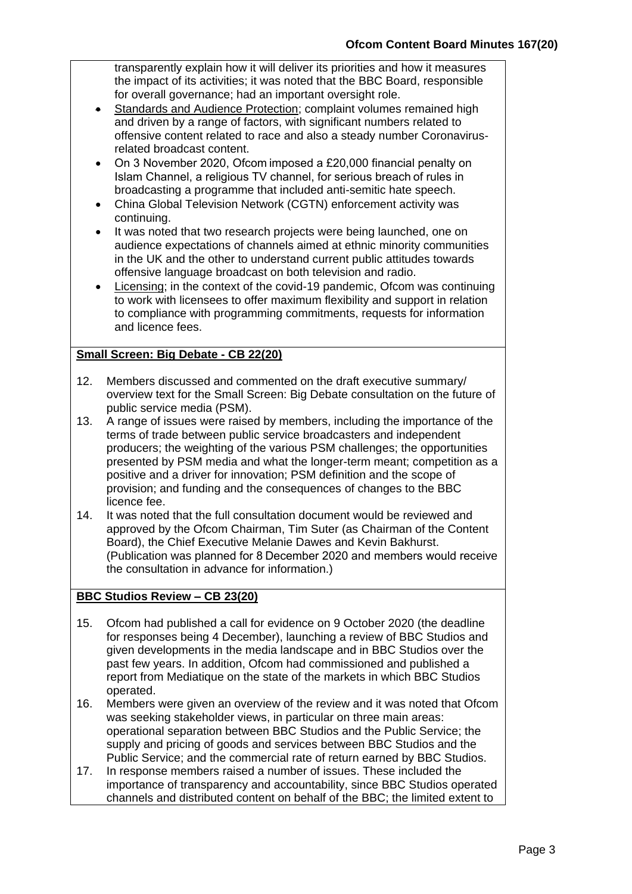transparently explain how it will deliver its priorities and how it measures the impact of its activities; it was noted that the BBC Board, responsible for overall governance; had an important oversight role.

- Standards and Audience Protection; complaint volumes remained high and driven by a range of factors, with significant numbers related to offensive content related to race and also a steady number Coronavirus-related broadcast content.
- On 3 November 2020, Ofcom imposed a £20,000 financial penalty on Islam Channel, a religious TV channel, for serious breach of rules in broadcasting a programme that included anti-semitic hate speech.
- China Global Television Network (CGTN) enforcement activity was continuing.
- It was noted that two research projects were being launched, one on audience expectations of channels aimed at ethnic minority communities in the UK and the other to understand current public attitudes towards offensive language broadcast on both television and radio.
- Licensing; in the context of the covid-19 pandemic, Ofcom was continuing to work with licensees to offer maximum flexibility and support in relation to compliance with programming commitments, requests for information and licence fees.

**Small Screen: Big Debate - CB 22(20)**

12. Members discussed and commented on the draft executive summary/ overview text for the Small Screen: Big Debate consultation on the future of public service media (PSM).
13. A range of issues were raised by members, including the importance of the terms of trade between public service broadcasters and independent producers; the weighting of the various PSM challenges; the opportunities presented by PSM media and what the longer-term meant; competition as a positive and a driver for innovation; PSM definition and the scope of provision; and funding and the consequences of changes to the BBC licence fee.
14. It was noted that the full consultation document would be reviewed and approved by the Ofcom Chairman, Tim Suter (as Chairman of the Content Board), the Chief Executive Melanie Dawes and Kevin Bakhurst. (Publication was planned for 8 December 2020 and members would receive the consultation in advance for information.)

**BBC Studios Review – CB 23(20)**

15. Ofcom had published a call for evidence on 9 October 2020 (the deadline for responses being 4 December), launching a review of BBC Studios and given developments in the media landscape and in BBC Studios over the past few years. In addition, Ofcom had commissioned and published a report from Mediatique on the state of the markets in which BBC Studios operated.
16. Members were given an overview of the review and it was noted that Ofcom was seeking stakeholder views, in particular on three main areas: operational separation between BBC Studios and the Public Service; the supply and pricing of goods and services between BBC Studios and the Public Service; and the commercial rate of return earned by BBC Studios.
17. In response members raised a number of issues. These included the importance of transparency and accountability, since BBC Studios operated channels and distributed content on behalf of the BBC; the limited extent to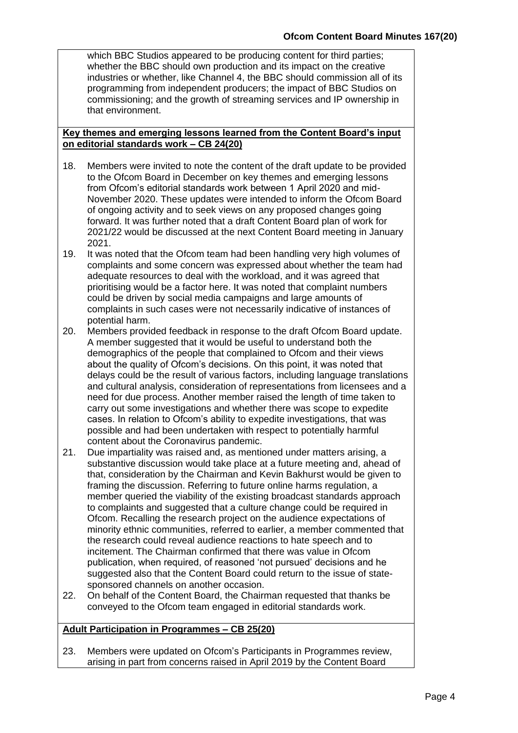which BBC Studios appeared to be producing content for third parties; whether the BBC should own production and its impact on the creative industries or whether, like Channel 4, the BBC should commission all of its programming from independent producers; the impact of BBC Studios on commissioning; and the growth of streaming services and IP ownership in that environment.

**<u>Key themes and emerging lessons learned from the Content Board's input on editorial standards work – CB 24(20)</u>**

18. Members were invited to note the content of the draft update to be provided to the Ofcom Board in December on key themes and emerging lessons from Ofcom's editorial standards work between 1 April 2020 and mid-November 2020. These updates were intended to inform the Ofcom Board of ongoing activity and to seek views on any proposed changes going forward. It was further noted that a draft Content Board plan of work for 2021/22 would be discussed at the next Content Board meeting in January 2021.
19. It was noted that the Ofcom team had been handling very high volumes of complaints and some concern was expressed about whether the team had adequate resources to deal with the workload, and it was agreed that prioritising would be a factor here. It was noted that complaint numbers could be driven by social media campaigns and large amounts of complaints in such cases were not necessarily indicative of instances of potential harm.
20. Members provided feedback in response to the draft Ofcom Board update. A member suggested that it would be useful to understand both the demographics of the people that complained to Ofcom and their views about the quality of Ofcom's decisions. On this point, it was noted that delays could be the result of various factors, including language translations and cultural analysis, consideration of representations from licensees and a need for due process. Another member raised the length of time taken to carry out some investigations and whether there was scope to expedite cases. In relation to Ofcom's ability to expedite investigations, that was possible and had been undertaken with respect to potentially harmful content about the Coronavirus pandemic.
21. Due impartiality was raised and, as mentioned under matters arising, a substantive discussion would take place at a future meeting and, ahead of that, consideration by the Chairman and Kevin Bakhurst would be given to framing the discussion. Referring to future online harms regulation, a member queried the viability of the existing broadcast standards approach to complaints and suggested that a culture change could be required in Ofcom. Recalling the research project on the audience expectations of minority ethnic communities, referred to earlier, a member commented that the research could reveal audience reactions to hate speech and to incitement. The Chairman confirmed that there was value in Ofcom publication, when required, of reasoned 'not pursued' decisions and he suggested also that the Content Board could return to the issue of state-sponsored channels on another occasion.
22. On behalf of the Content Board, the Chairman requested that thanks be conveyed to the Ofcom team engaged in editorial standards work.

**<u>Adult Participation in Programmes – CB 25(20)</u>**

23. Members were updated on Ofcom's Participants in Programmes review, arising in part from concerns raised in April 2019 by the Content Board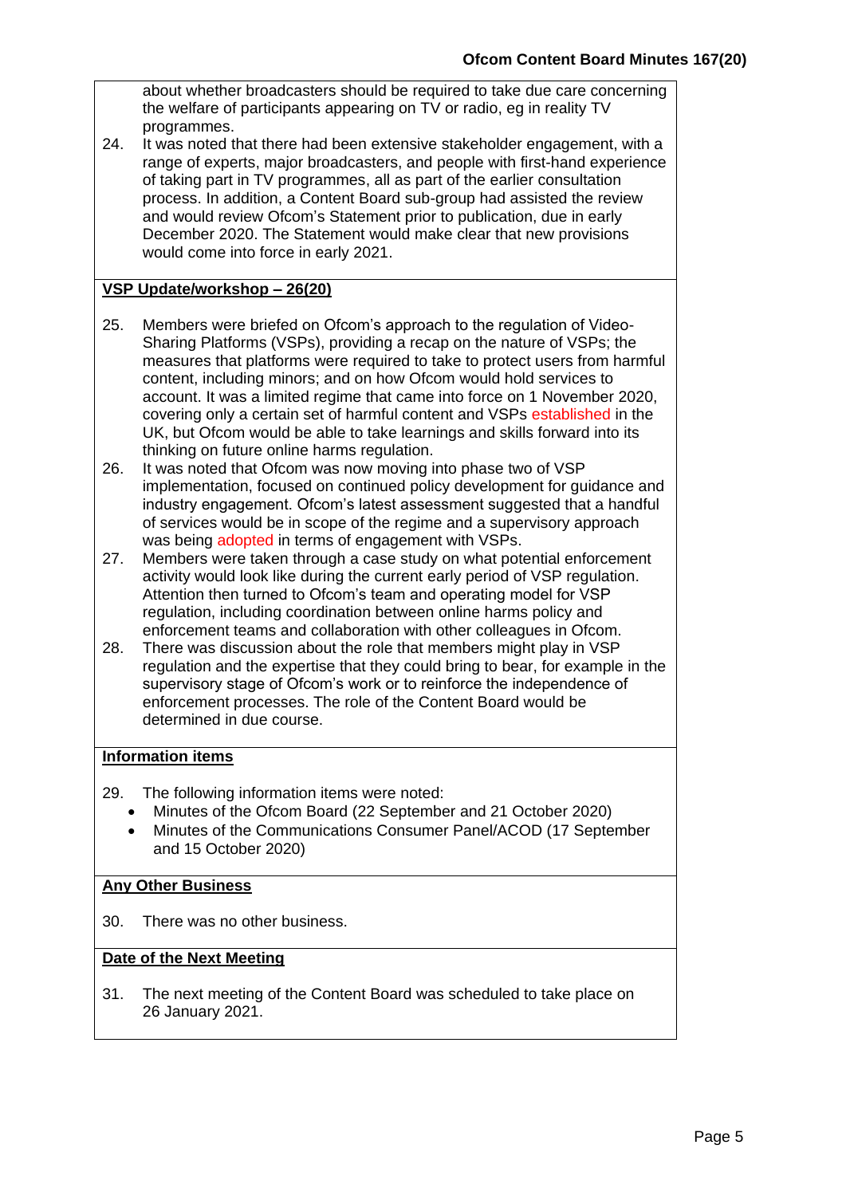about whether broadcasters should be required to take due care concerning the welfare of participants appearing on TV or radio, eg in reality TV programmes.

24. It was noted that there had been extensive stakeholder engagement, with a range of experts, major broadcasters, and people with first-hand experience of taking part in TV programmes, all as part of the earlier consultation process. In addition, a Content Board sub-group had assisted the review and would review Ofcom's Statement prior to publication, due in early December 2020. The Statement would make clear that new provisions would come into force in early 2021.

**VSP Update/workshop – 26(20)**

25. Members were briefed on Ofcom's approach to the regulation of Video-Sharing Platforms (VSPs), providing a recap on the nature of VSPs; the measures that platforms were required to take to protect users from harmful content, including minors; and on how Ofcom would hold services to account. It was a limited regime that came into force on 1 November 2020, covering only a certain set of harmful content and VSPs established in the UK, but Ofcom would be able to take learnings and skills forward into its thinking on future online harms regulation.
26. It was noted that Ofcom was now moving into phase two of VSP implementation, focused on continued policy development for guidance and industry engagement. Ofcom's latest assessment suggested that a handful of services would be in scope of the regime and a supervisory approach was being adopted in terms of engagement with VSPs.
27. Members were taken through a case study on what potential enforcement activity would look like during the current early period of VSP regulation. Attention then turned to Ofcom's team and operating model for VSP regulation, including coordination between online harms policy and enforcement teams and collaboration with other colleagues in Ofcom.
28. There was discussion about the role that members might play in VSP regulation and the expertise that they could bring to bear, for example in the supervisory stage of Ofcom's work or to reinforce the independence of enforcement processes. The role of the Content Board would be determined in due course.

**Information items**

29. The following information items were noted:
    - Minutes of the Ofcom Board (22 September and 21 October 2020)
    - Minutes of the Communications Consumer Panel/ACOD (17 September and 15 October 2020)

**Any Other Business**

30. There was no other business.

**Date of the Next Meeting**

31. The next meeting of the Content Board was scheduled to take place on 26 January 2021.